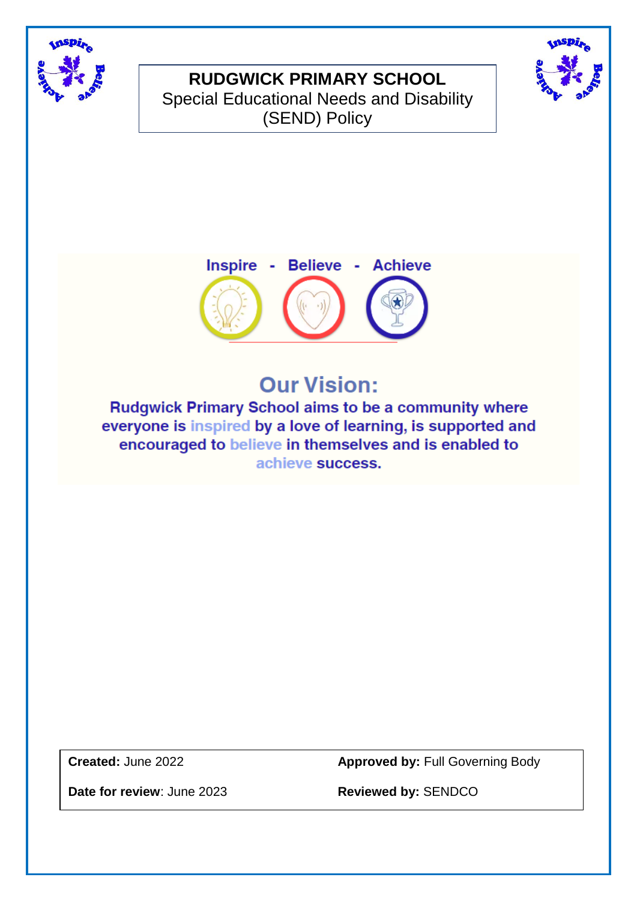# RUDGWICK PRIMARY SCHOOL

## Special Educational Needs and Disability (SEND) Policy

Inspire - Believe - Achieve

## Our Vision:

**Rudgwick Primary School aims to be a community where everyone is inspired by a love of learning, is supported and encouraged to believe in themselves and is enabled to achieve success.**

| | |
|---|---|
| **Created:** June 2022 | **Approved by:** Full Governing Body |
| **Date for review**: June 2023 | **Reviewed by:** SENDCO |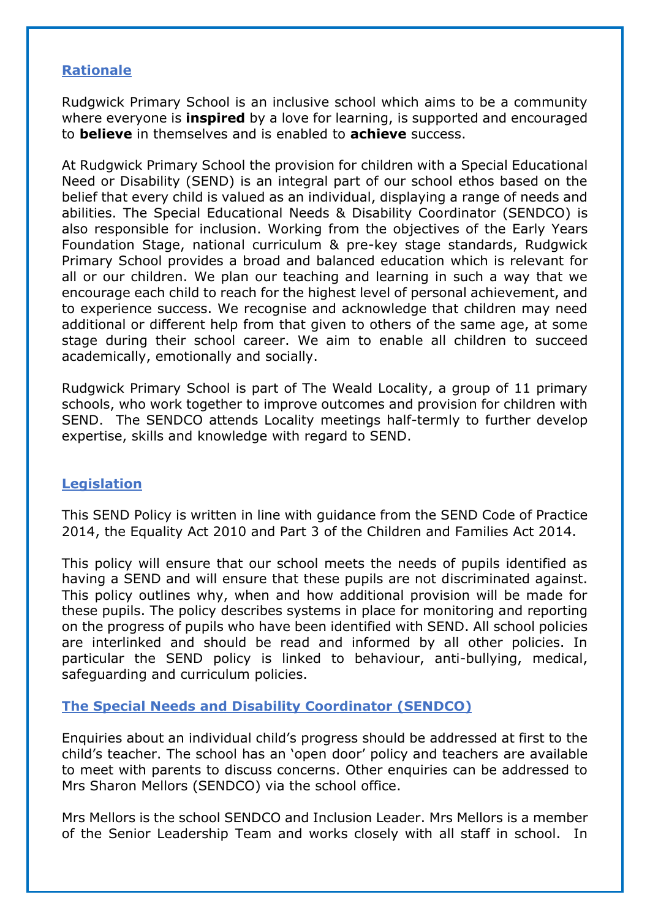## Rationale

Rudgwick Primary School is an inclusive school which aims to be a community where everyone is **inspired** by a love for learning, is supported and encouraged to **believe** in themselves and is enabled to **achieve** success.

At Rudgwick Primary School the provision for children with a Special Educational Need or Disability (SEND) is an integral part of our school ethos based on the belief that every child is valued as an individual, displaying a range of needs and abilities. The Special Educational Needs & Disability Coordinator (SENDCO) is also responsible for inclusion. Working from the objectives of the Early Years Foundation Stage, national curriculum & pre-key stage standards, Rudgwick Primary School provides a broad and balanced education which is relevant for all or our children. We plan our teaching and learning in such a way that we encourage each child to reach for the highest level of personal achievement, and to experience success. We recognise and acknowledge that children may need additional or different help from that given to others of the same age, at some stage during their school career. We aim to enable all children to succeed academically, emotionally and socially.

Rudgwick Primary School is part of The Weald Locality, a group of 11 primary schools, who work together to improve outcomes and provision for children with SEND. The SENDCO attends Locality meetings half-termly to further develop expertise, skills and knowledge with regard to SEND.

## Legislation

This SEND Policy is written in line with guidance from the SEND Code of Practice 2014, the Equality Act 2010 and Part 3 of the Children and Families Act 2014.

This policy will ensure that our school meets the needs of pupils identified as having a SEND and will ensure that these pupils are not discriminated against. This policy outlines why, when and how additional provision will be made for these pupils. The policy describes systems in place for monitoring and reporting on the progress of pupils who have been identified with SEND. All school policies are interlinked and should be read and informed by all other policies. In particular the SEND policy is linked to behaviour, anti-bullying, medical, safeguarding and curriculum policies.

## The Special Needs and Disability Coordinator (SENDCO)

Enquiries about an individual child's progress should be addressed at first to the child's teacher. The school has an 'open door' policy and teachers are available to meet with parents to discuss concerns. Other enquiries can be addressed to Mrs Sharon Mellors (SENDCO) via the school office.

Mrs Mellors is the school SENDCO and Inclusion Leader. Mrs Mellors is a member of the Senior Leadership Team and works closely with all staff in school. In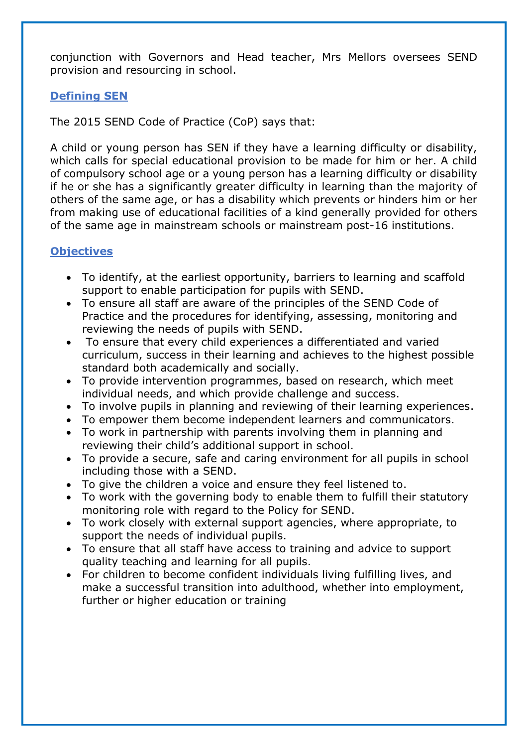conjunction with Governors and Head teacher, Mrs Mellors oversees SEND provision and resourcing in school.

## Defining SEN

The 2015 SEND Code of Practice (CoP) says that:

A child or young person has SEN if they have a learning difficulty or disability, which calls for special educational provision to be made for him or her. A child of compulsory school age or a young person has a learning difficulty or disability if he or she has a significantly greater difficulty in learning than the majority of others of the same age, or has a disability which prevents or hinders him or her from making use of educational facilities of a kind generally provided for others of the same age in mainstream schools or mainstream post-16 institutions.

## Objectives

- To identify, at the earliest opportunity, barriers to learning and scaffold support to enable participation for pupils with SEND.
- To ensure all staff are aware of the principles of the SEND Code of Practice and the procedures for identifying, assessing, monitoring and reviewing the needs of pupils with SEND.
- To ensure that every child experiences a differentiated and varied curriculum, success in their learning and achieves to the highest possible standard both academically and socially.
- To provide intervention programmes, based on research, which meet individual needs, and which provide challenge and success.
- To involve pupils in planning and reviewing of their learning experiences.
- To empower them become independent learners and communicators.
- To work in partnership with parents involving them in planning and reviewing their child's additional support in school.
- To provide a secure, safe and caring environment for all pupils in school including those with a SEND.
- To give the children a voice and ensure they feel listened to.
- To work with the governing body to enable them to fulfill their statutory monitoring role with regard to the Policy for SEND.
- To work closely with external support agencies, where appropriate, to support the needs of individual pupils.
- To ensure that all staff have access to training and advice to support quality teaching and learning for all pupils.
- For children to become confident individuals living fulfilling lives, and make a successful transition into adulthood, whether into employment, further or higher education or training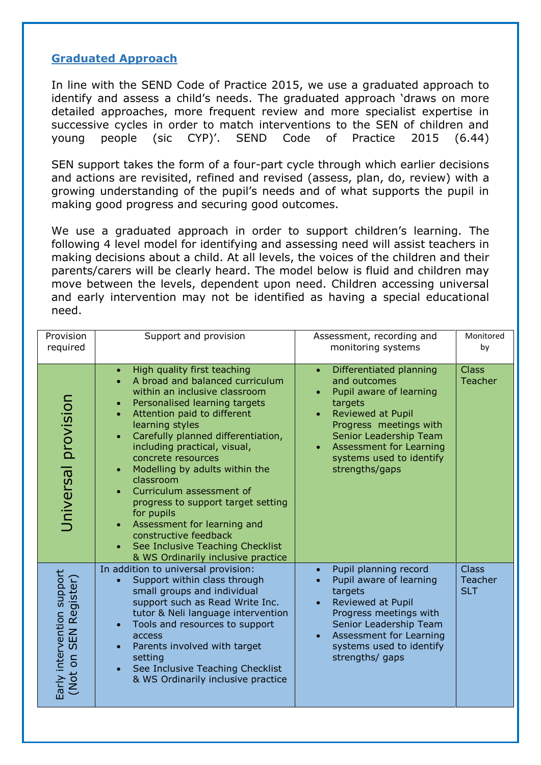## Graduated Approach

In line with the SEND Code of Practice 2015, we use a graduated approach to identify and assess a child's needs. The graduated approach 'draws on more detailed approaches, more frequent review and more specialist expertise in successive cycles in order to match interventions to the SEN of children and young people (sic CYP)'. SEND Code of Practice 2015 (6.44)

SEN support takes the form of a four-part cycle through which earlier decisions and actions are revisited, refined and revised (assess, plan, do, review) with a growing understanding of the pupil's needs and of what supports the pupil in making good progress and securing good outcomes.

We use a graduated approach in order to support children's learning. The following 4 level model for identifying and assessing need will assist teachers in making decisions about a child. At all levels, the voices of the children and their parents/carers will be clearly heard. The model below is fluid and children may move between the levels, dependent upon need. Children accessing universal and early intervention may not be identified as having a special educational need.

| Provision required | Support and provision | Assessment, recording and monitoring systems | Monitored by |
|---|---|---|---|
| Universal provision | • High quality first teaching<br>• A broad and balanced curriculum within an inclusive classroom<br>• Personalised learning targets<br>• Attention paid to different learning styles<br>• Carefully planned differentiation, including practical, visual, concrete resources<br>• Modelling by adults within the classroom<br>• Curriculum assessment of progress to support target setting for pupils<br>• Assessment for learning and constructive feedback<br>• See Inclusive Teaching Checklist & WS Ordinarily inclusive practice | • Differentiated planning and outcomes<br>• Pupil aware of learning targets<br>• Reviewed at Pupil Progress meetings with Senior Leadership Team<br>• Assessment for Learning systems used to identify strengths/gaps | Class Teacher |
| Early intervention support (Not on SEN Register) | In addition to universal provision:<br>• Support within class through small groups and individual support such as Read Write Inc. tutor & Neli language intervention<br>• Tools and resources to support access<br>• Parents involved with target setting<br>• See Inclusive Teaching Checklist & WS Ordinarily inclusive practice | • Pupil planning record<br>• Pupil aware of learning targets<br>• Reviewed at Pupil Progress meetings with Senior Leadership Team<br>• Assessment for Learning systems used to identify strengths/ gaps | Class Teacher SLT |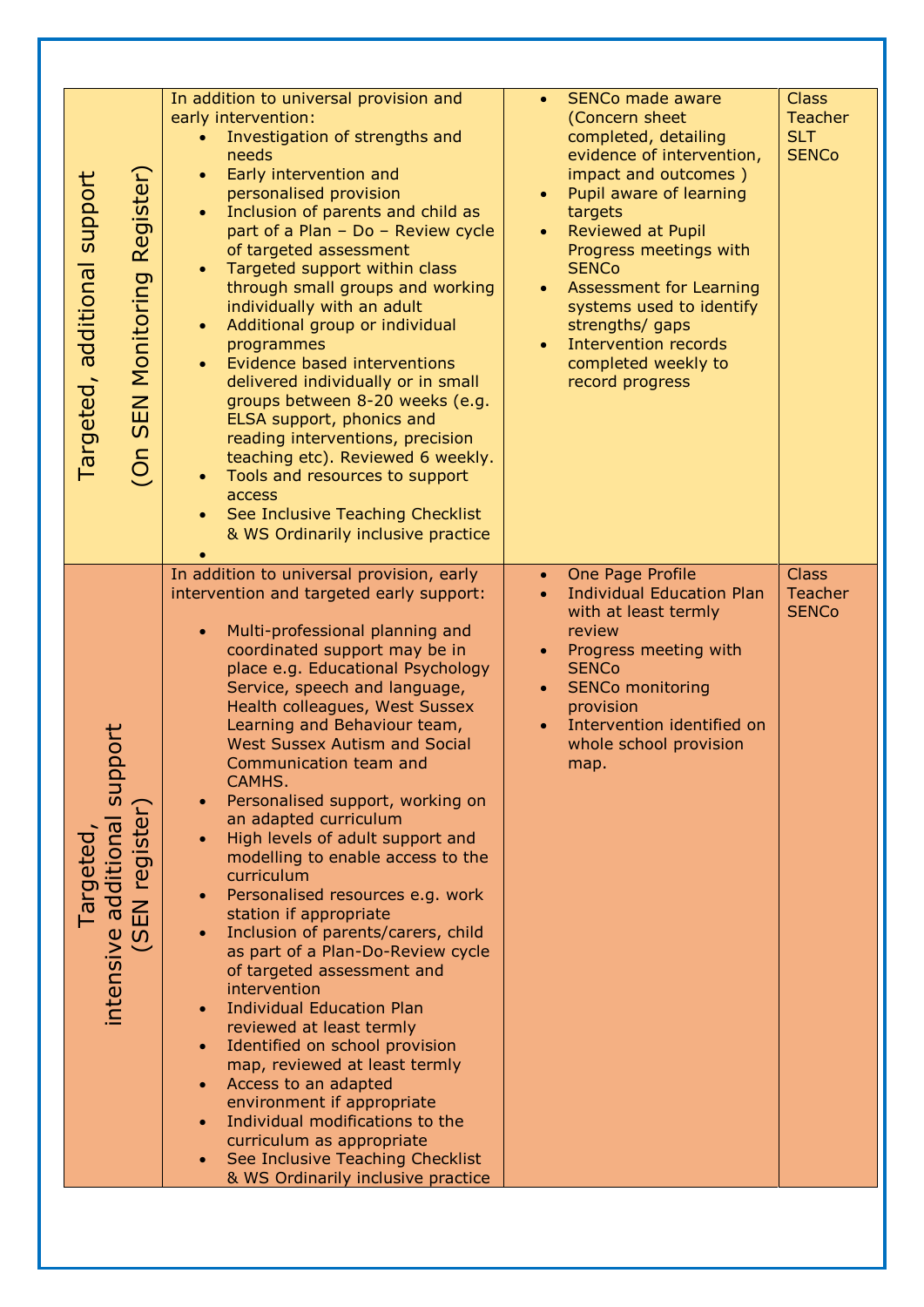| | | | |
|---|---|---|---|
| Targeted, additional support (On SEN Monitoring Register) | In addition to universal provision and early intervention:<br>• Investigation of strengths and needs<br>• Early intervention and personalised provision<br>• Inclusion of parents and child as part of a Plan – Do – Review cycle of targeted assessment<br>• Targeted support within class through small groups and working individually with an adult<br>• Additional group or individual programmes<br>• Evidence based interventions delivered individually or in small groups between 8-20 weeks (e.g. ELSA support, phonics and reading interventions, precision teaching etc). Reviewed 6 weekly.<br>• Tools and resources to support access<br>• See Inclusive Teaching Checklist & WS Ordinarily inclusive practice | • SENCo made aware (Concern sheet completed, detailing evidence of intervention, impact and outcomes )<br>• Pupil aware of learning targets<br>• Reviewed at Pupil Progress meetings with SENCo<br>• Assessment for Learning systems used to identify strengths/ gaps<br>• Intervention records completed weekly to record progress | Class Teacher<br>SLT<br>SENCo |
| Targeted, intensive additional support (SEN register) | In addition to universal provision, early intervention and targeted early support:<br>• Multi-professional planning and coordinated support may be in place e.g. Educational Psychology Service, speech and language, Health colleagues, West Sussex Learning and Behaviour team, West Sussex Autism and Social Communication team and CAMHS.<br>• Personalised support, working on an adapted curriculum<br>• High levels of adult support and modelling to enable access to the curriculum<br>• Personalised resources e.g. work station if appropriate<br>• Inclusion of parents/carers, child as part of a Plan-Do-Review cycle of targeted assessment and intervention<br>• Individual Education Plan reviewed at least termly<br>• Identified on school provision map, reviewed at least termly<br>• Access to an adapted environment if appropriate<br>• Individual modifications to the curriculum as appropriate<br>• See Inclusive Teaching Checklist & WS Ordinarily inclusive practice | • One Page Profile<br>• Individual Education Plan with at least termly review<br>• Progress meeting with SENCo<br>• SENCo monitoring provision<br>• Intervention identified on whole school provision map. | Class Teacher<br>SENCo |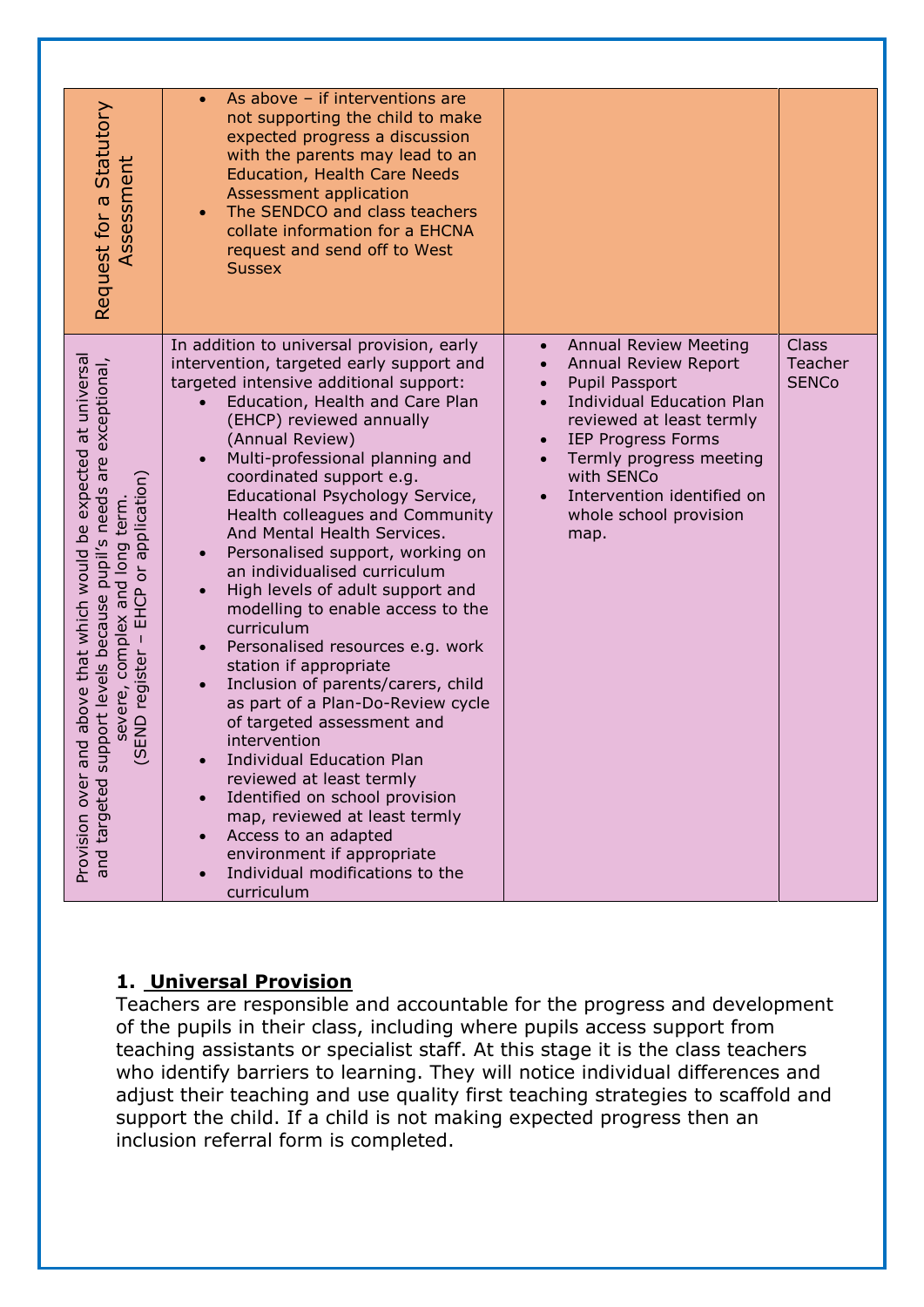| | | | |
|---|---|---|---|
| Request for a Statutory Assessment | <ul><li>As above – if interventions are not supporting the child to make expected progress a discussion with the parents may lead to an Education, Health Care Needs Assessment application</li><li>The SENDCO and class teachers collate information for a EHCNA request and send off to West Sussex</li></ul> | | |
| Provision over and above that which would be expected at universal and targeted support levels because pupil's needs are exceptional, severe, complex and long term. (SEND register – EHCP or application) | In addition to universal provision, early intervention, targeted early support and targeted intensive additional support:<ul><li>Education, Health and Care Plan (EHCP) reviewed annually (Annual Review)</li><li>Multi-professional planning and coordinated support e.g. Educational Psychology Service, Health colleagues and Community And Mental Health Services.</li><li>Personalised support, working on an individualised curriculum</li><li>High levels of adult support and modelling to enable access to the curriculum</li><li>Personalised resources e.g. work station if appropriate</li><li>Inclusion of parents/carers, child as part of a Plan-Do-Review cycle of targeted assessment and intervention</li><li>Individual Education Plan reviewed at least termly</li><li>Identified on school provision map, reviewed at least termly</li><li>Access to an adapted environment if appropriate</li><li>Individual modifications to the curriculum</li></ul> | <ul><li>Annual Review Meeting</li><li>Annual Review Report</li><li>Pupil Passport</li><li>Individual Education Plan reviewed at least termly</li><li>IEP Progress Forms</li><li>Termly progress meeting with SENCo</li><li>Intervention identified on whole school provision map.</li></ul> | Class Teacher SENCo |

## 1. Universal Provision

Teachers are responsible and accountable for the progress and development of the pupils in their class, including where pupils access support from teaching assistants or specialist staff. At this stage it is the class teachers who identify barriers to learning. They will notice individual differences and adjust their teaching and use quality first teaching strategies to scaffold and support the child. If a child is not making expected progress then an inclusion referral form is completed.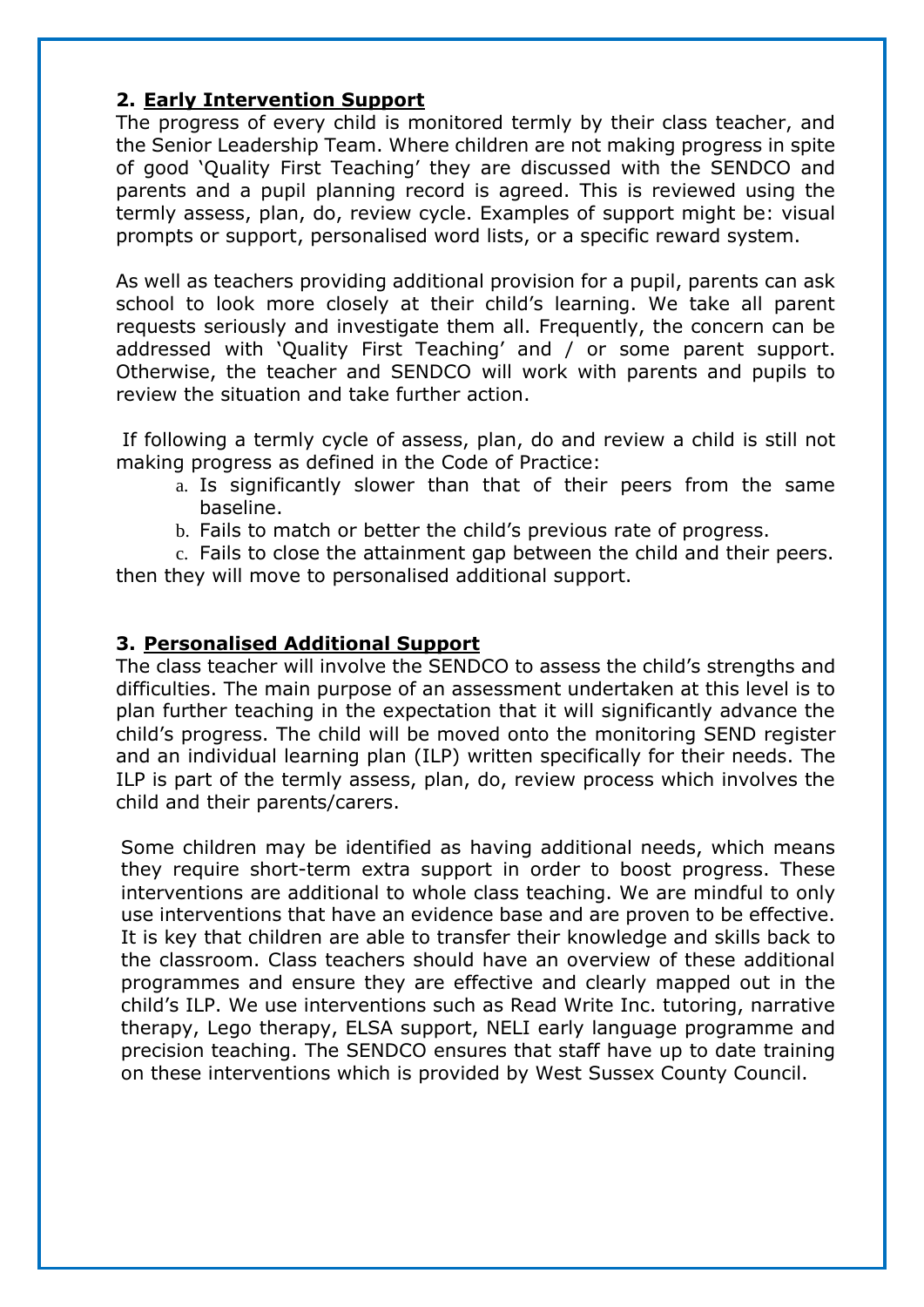## 2. **Early Intervention Support**

The progress of every child is monitored termly by their class teacher, and the Senior Leadership Team. Where children are not making progress in spite of good 'Quality First Teaching' they are discussed with the SENDCO and parents and a pupil planning record is agreed. This is reviewed using the termly assess, plan, do, review cycle. Examples of support might be: visual prompts or support, personalised word lists, or a specific reward system.

As well as teachers providing additional provision for a pupil, parents can ask school to look more closely at their child's learning. We take all parent requests seriously and investigate them all. Frequently, the concern can be addressed with 'Quality First Teaching' and / or some parent support. Otherwise, the teacher and SENDCO will work with parents and pupils to review the situation and take further action.

If following a termly cycle of assess, plan, do and review a child is still not making progress as defined in the Code of Practice:

a. Is significantly slower than that of their peers from the same baseline.
b. Fails to match or better the child's previous rate of progress.
c. Fails to close the attainment gap between the child and their peers.

then they will move to personalised additional support.

## 3. **Personalised Additional Support**

The class teacher will involve the SENDCO to assess the child's strengths and difficulties. The main purpose of an assessment undertaken at this level is to plan further teaching in the expectation that it will significantly advance the child's progress. The child will be moved onto the monitoring SEND register and an individual learning plan (ILP) written specifically for their needs. The ILP is part of the termly assess, plan, do, review process which involves the child and their parents/carers.

Some children may be identified as having additional needs, which means they require short-term extra support in order to boost progress. These interventions are additional to whole class teaching. We are mindful to only use interventions that have an evidence base and are proven to be effective. It is key that children are able to transfer their knowledge and skills back to the classroom. Class teachers should have an overview of these additional programmes and ensure they are effective and clearly mapped out in the child's ILP. We use interventions such as Read Write Inc. tutoring, narrative therapy, Lego therapy, ELSA support, NELI early language programme and precision teaching. The SENDCO ensures that staff have up to date training on these interventions which is provided by West Sussex County Council.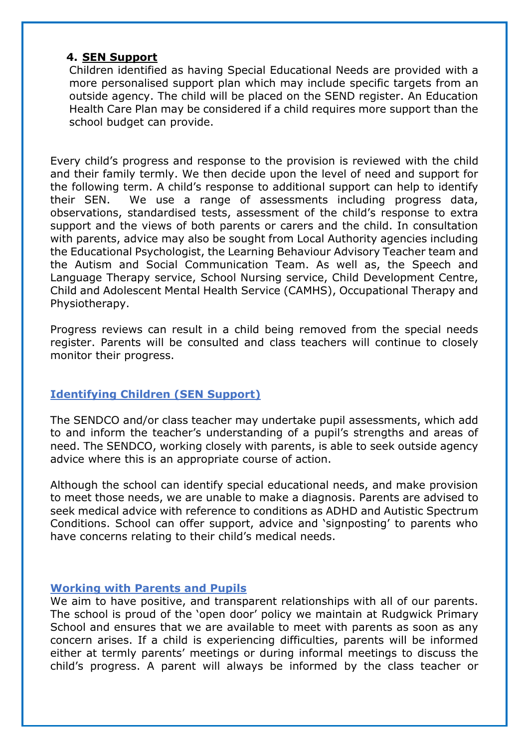### 4. SEN Support

Children identified as having Special Educational Needs are provided with a more personalised support plan which may include specific targets from an outside agency. The child will be placed on the SEND register. An Education Health Care Plan may be considered if a child requires more support than the school budget can provide.

Every child's progress and response to the provision is reviewed with the child and their family termly. We then decide upon the level of need and support for the following term. A child's response to additional support can help to identify their SEN. We use a range of assessments including progress data, observations, standardised tests, assessment of the child's response to extra support and the views of both parents or carers and the child. In consultation with parents, advice may also be sought from Local Authority agencies including the Educational Psychologist, the Learning Behaviour Advisory Teacher team and the Autism and Social Communication Team. As well as, the Speech and Language Therapy service, School Nursing service, Child Development Centre, Child and Adolescent Mental Health Service (CAMHS), Occupational Therapy and Physiotherapy.

Progress reviews can result in a child being removed from the special needs register. Parents will be consulted and class teachers will continue to closely monitor their progress.

## Identifying Children (SEN Support)

The SENDCO and/or class teacher may undertake pupil assessments, which add to and inform the teacher's understanding of a pupil's strengths and areas of need. The SENDCO, working closely with parents, is able to seek outside agency advice where this is an appropriate course of action.

Although the school can identify special educational needs, and make provision to meet those needs, we are unable to make a diagnosis. Parents are advised to seek medical advice with reference to conditions as ADHD and Autistic Spectrum Conditions. School can offer support, advice and 'signposting' to parents who have concerns relating to their child's medical needs.

## Working with Parents and Pupils

We aim to have positive, and transparent relationships with all of our parents. The school is proud of the 'open door' policy we maintain at Rudgwick Primary School and ensures that we are available to meet with parents as soon as any concern arises. If a child is experiencing difficulties, parents will be informed either at termly parents' meetings or during informal meetings to discuss the child's progress. A parent will always be informed by the class teacher or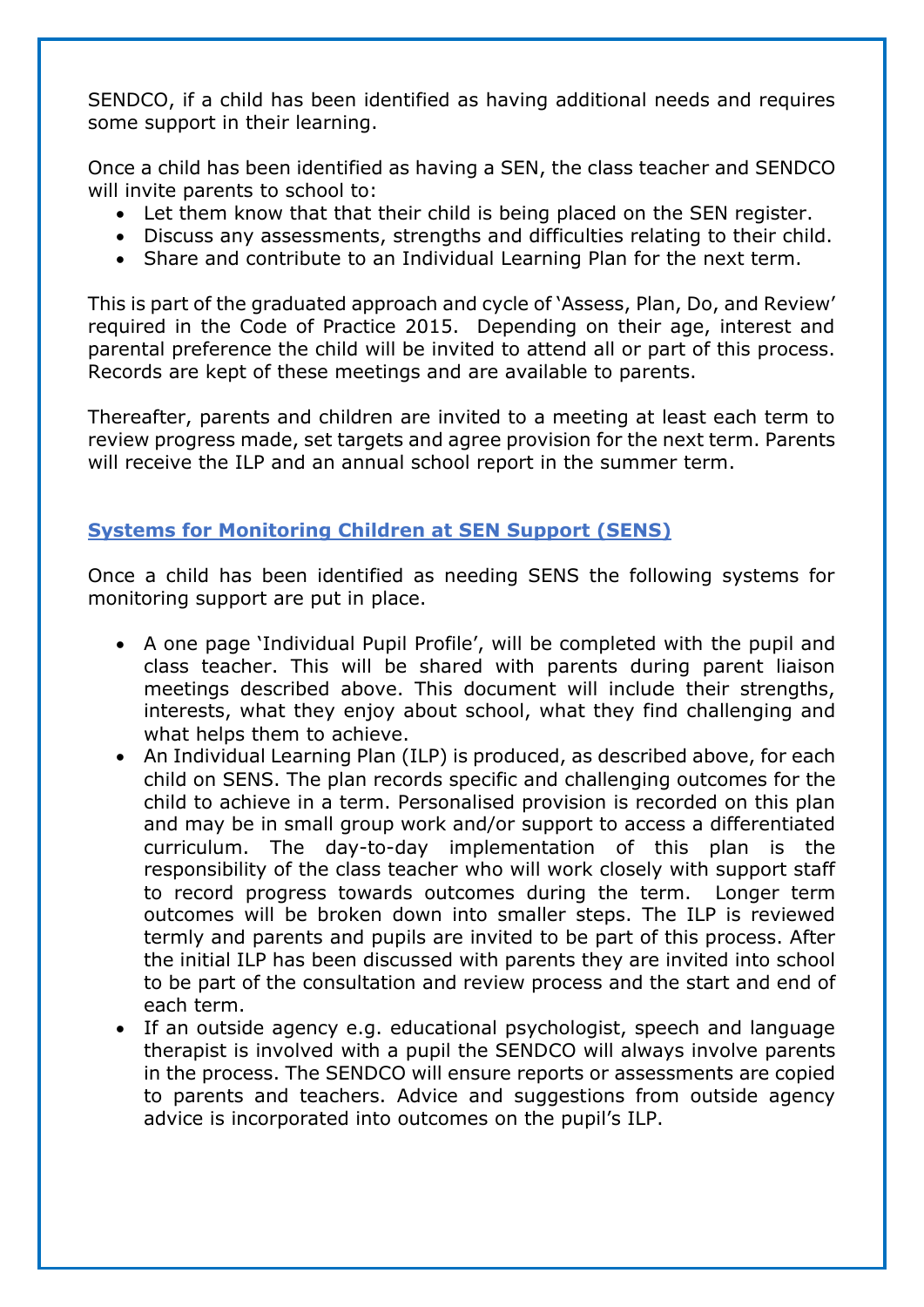SENDCO, if a child has been identified as having additional needs and requires some support in their learning.

Once a child has been identified as having a SEN, the class teacher and SENDCO will invite parents to school to:

- Let them know that that their child is being placed on the SEN register.
- Discuss any assessments, strengths and difficulties relating to their child.
- Share and contribute to an Individual Learning Plan for the next term.

This is part of the graduated approach and cycle of 'Assess, Plan, Do, and Review' required in the Code of Practice 2015. Depending on their age, interest and parental preference the child will be invited to attend all or part of this process. Records are kept of these meetings and are available to parents.

Thereafter, parents and children are invited to a meeting at least each term to review progress made, set targets and agree provision for the next term. Parents will receive the ILP and an annual school report in the summer term.

## Systems for Monitoring Children at SEN Support (SENS)

Once a child has been identified as needing SENS the following systems for monitoring support are put in place.

- A one page 'Individual Pupil Profile', will be completed with the pupil and class teacher. This will be shared with parents during parent liaison meetings described above. This document will include their strengths, interests, what they enjoy about school, what they find challenging and what helps them to achieve.
- An Individual Learning Plan (ILP) is produced, as described above, for each child on SENS. The plan records specific and challenging outcomes for the child to achieve in a term. Personalised provision is recorded on this plan and may be in small group work and/or support to access a differentiated curriculum. The day-to-day implementation of this plan is the responsibility of the class teacher who will work closely with support staff to record progress towards outcomes during the term. Longer term outcomes will be broken down into smaller steps. The ILP is reviewed termly and parents and pupils are invited to be part of this process. After the initial ILP has been discussed with parents they are invited into school to be part of the consultation and review process and the start and end of each term.
- If an outside agency e.g. educational psychologist, speech and language therapist is involved with a pupil the SENDCO will always involve parents in the process. The SENDCO will ensure reports or assessments are copied to parents and teachers. Advice and suggestions from outside agency advice is incorporated into outcomes on the pupil's ILP.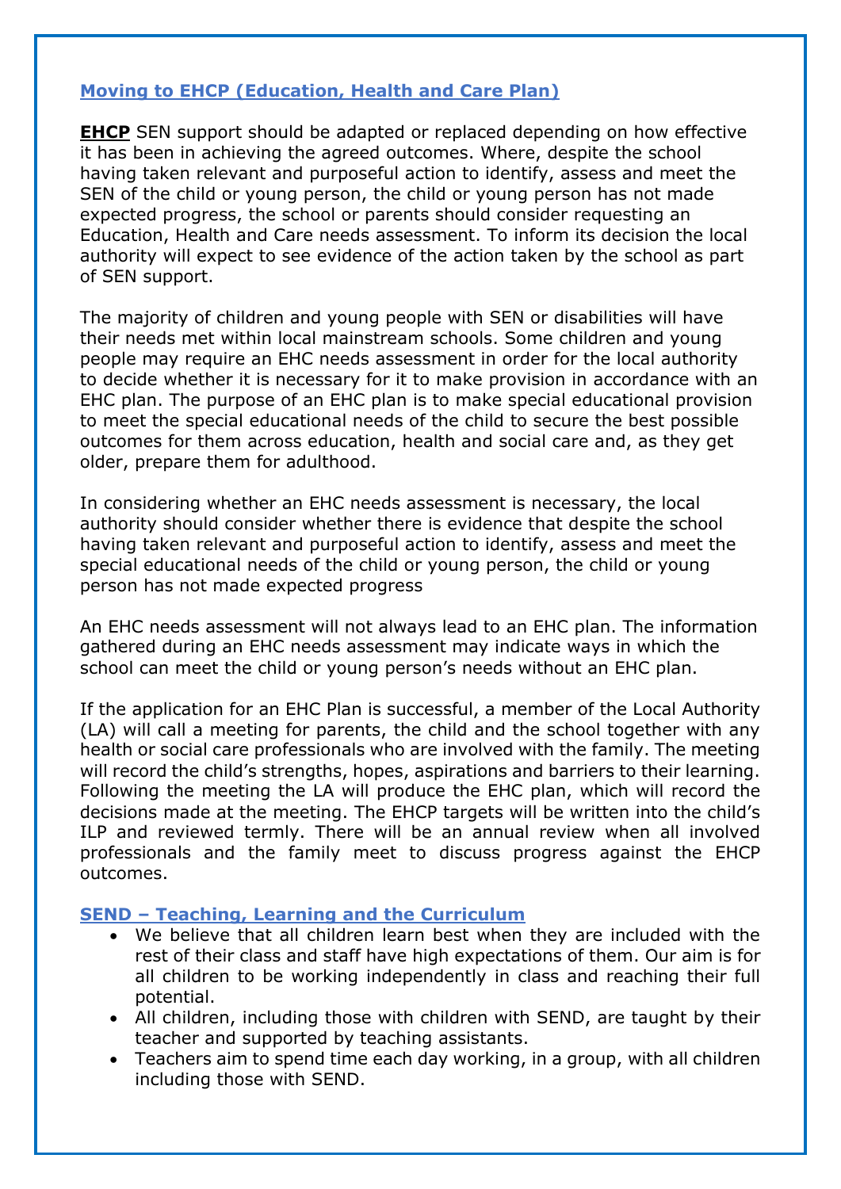## Moving to EHCP (Education, Health and Care Plan)

**EHCP** SEN support should be adapted or replaced depending on how effective it has been in achieving the agreed outcomes. Where, despite the school having taken relevant and purposeful action to identify, assess and meet the SEN of the child or young person, the child or young person has not made expected progress, the school or parents should consider requesting an Education, Health and Care needs assessment. To inform its decision the local authority will expect to see evidence of the action taken by the school as part of SEN support.

The majority of children and young people with SEN or disabilities will have their needs met within local mainstream schools. Some children and young people may require an EHC needs assessment in order for the local authority to decide whether it is necessary for it to make provision in accordance with an EHC plan. The purpose of an EHC plan is to make special educational provision to meet the special educational needs of the child to secure the best possible outcomes for them across education, health and social care and, as they get older, prepare them for adulthood.

In considering whether an EHC needs assessment is necessary, the local authority should consider whether there is evidence that despite the school having taken relevant and purposeful action to identify, assess and meet the special educational needs of the child or young person, the child or young person has not made expected progress

An EHC needs assessment will not always lead to an EHC plan. The information gathered during an EHC needs assessment may indicate ways in which the school can meet the child or young person's needs without an EHC plan.

If the application for an EHC Plan is successful, a member of the Local Authority (LA) will call a meeting for parents, the child and the school together with any health or social care professionals who are involved with the family. The meeting will record the child's strengths, hopes, aspirations and barriers to their learning. Following the meeting the LA will produce the EHC plan, which will record the decisions made at the meeting. The EHCP targets will be written into the child's ILP and reviewed termly. There will be an annual review when all involved professionals and the family meet to discuss progress against the EHCP outcomes.

## SEND – Teaching, Learning and the Curriculum

- We believe that all children learn best when they are included with the rest of their class and staff have high expectations of them. Our aim is for all children to be working independently in class and reaching their full potential.
- All children, including those with children with SEND, are taught by their teacher and supported by teaching assistants.
- Teachers aim to spend time each day working, in a group, with all children including those with SEND.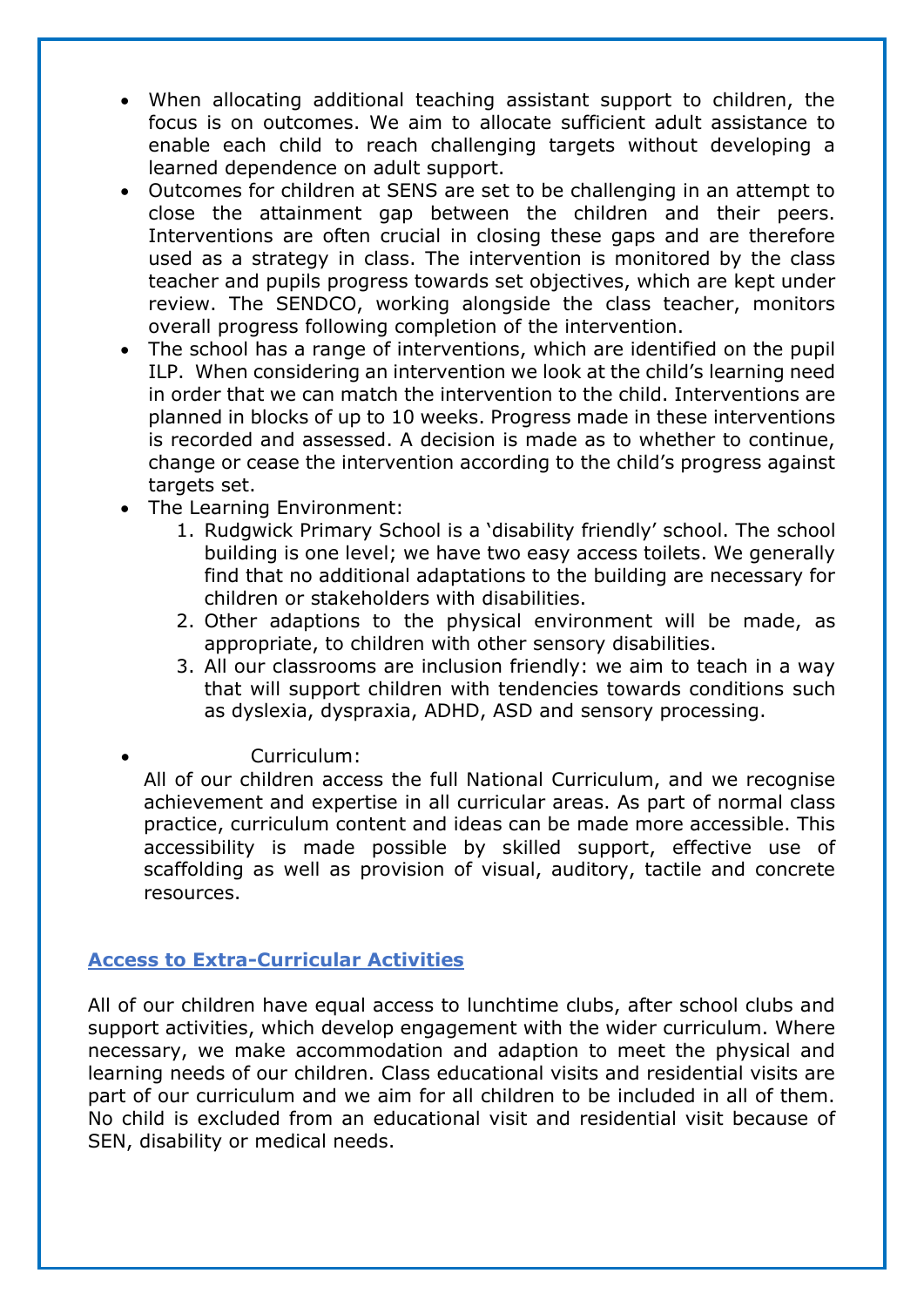- When allocating additional teaching assistant support to children, the focus is on outcomes. We aim to allocate sufficient adult assistance to enable each child to reach challenging targets without developing a learned dependence on adult support.
- Outcomes for children at SENS are set to be challenging in an attempt to close the attainment gap between the children and their peers. Interventions are often crucial in closing these gaps and are therefore used as a strategy in class. The intervention is monitored by the class teacher and pupils progress towards set objectives, which are kept under review. The SENDCO, working alongside the class teacher, monitors overall progress following completion of the intervention.
- The school has a range of interventions, which are identified on the pupil ILP. When considering an intervention we look at the child's learning need in order that we can match the intervention to the child. Interventions are planned in blocks of up to 10 weeks. Progress made in these interventions is recorded and assessed. A decision is made as to whether to continue, change or cease the intervention according to the child's progress against targets set.
- The Learning Environment:
    1. Rudgwick Primary School is a 'disability friendly' school. The school building is one level; we have two easy access toilets. We generally find that no additional adaptations to the building are necessary for children or stakeholders with disabilities.
    2. Other adaptions to the physical environment will be made, as appropriate, to children with other sensory disabilities.
    3. All our classrooms are inclusion friendly: we aim to teach in a way that will support children with tendencies towards conditions such as dyslexia, dyspraxia, ADHD, ASD and sensory processing.
- Curriculum:

  All of our children access the full National Curriculum, and we recognise achievement and expertise in all curricular areas. As part of normal class practice, curriculum content and ideas can be made more accessible. This accessibility is made possible by skilled support, effective use of scaffolding as well as provision of visual, auditory, tactile and concrete resources.

## Access to Extra-Curricular Activities

All of our children have equal access to lunchtime clubs, after school clubs and support activities, which develop engagement with the wider curriculum. Where necessary, we make accommodation and adaption to meet the physical and learning needs of our children. Class educational visits and residential visits are part of our curriculum and we aim for all children to be included in all of them. No child is excluded from an educational visit and residential visit because of SEN, disability or medical needs.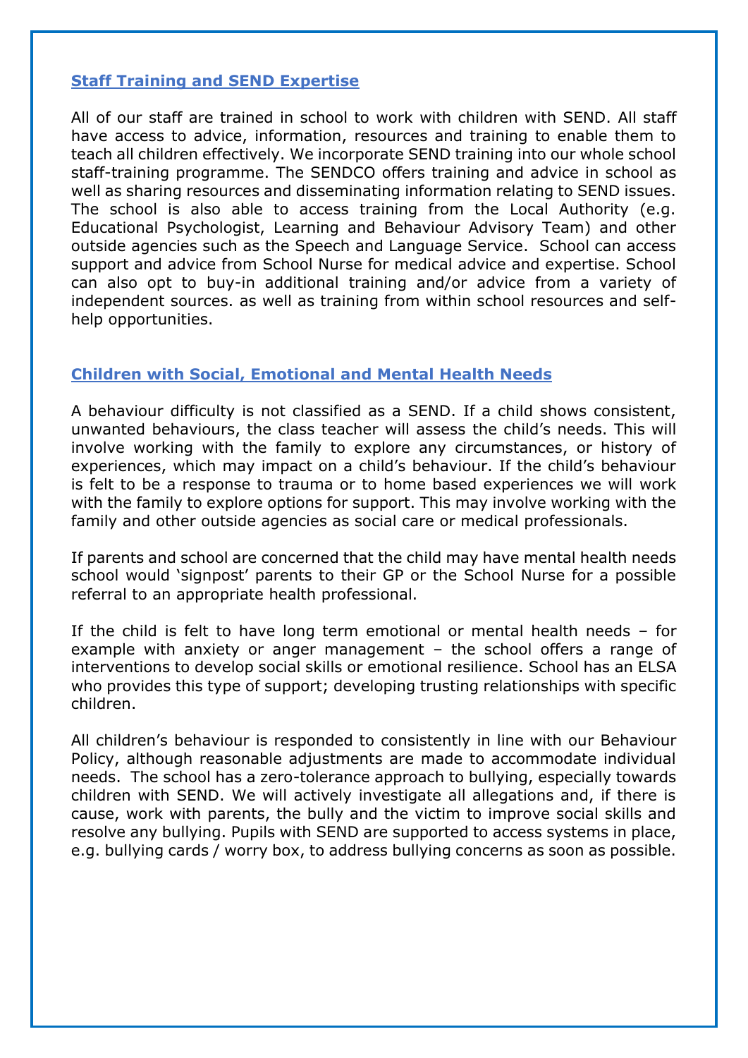## Staff Training and SEND Expertise

All of our staff are trained in school to work with children with SEND. All staff have access to advice, information, resources and training to enable them to teach all children effectively. We incorporate SEND training into our whole school staff-training programme. The SENDCO offers training and advice in school as well as sharing resources and disseminating information relating to SEND issues. The school is also able to access training from the Local Authority (e.g. Educational Psychologist, Learning and Behaviour Advisory Team) and other outside agencies such as the Speech and Language Service. School can access support and advice from School Nurse for medical advice and expertise. School can also opt to buy-in additional training and/or advice from a variety of independent sources. as well as training from within school resources and self-help opportunities.

## Children with Social, Emotional and Mental Health Needs

A behaviour difficulty is not classified as a SEND. If a child shows consistent, unwanted behaviours, the class teacher will assess the child's needs. This will involve working with the family to explore any circumstances, or history of experiences, which may impact on a child's behaviour. If the child's behaviour is felt to be a response to trauma or to home based experiences we will work with the family to explore options for support. This may involve working with the family and other outside agencies as social care or medical professionals.

If parents and school are concerned that the child may have mental health needs school would 'signpost' parents to their GP or the School Nurse for a possible referral to an appropriate health professional.

If the child is felt to have long term emotional or mental health needs – for example with anxiety or anger management – the school offers a range of interventions to develop social skills or emotional resilience. School has an ELSA who provides this type of support; developing trusting relationships with specific children.

All children's behaviour is responded to consistently in line with our Behaviour Policy, although reasonable adjustments are made to accommodate individual needs. The school has a zero-tolerance approach to bullying, especially towards children with SEND. We will actively investigate all allegations and, if there is cause, work with parents, the bully and the victim to improve social skills and resolve any bullying. Pupils with SEND are supported to access systems in place, e.g. bullying cards / worry box, to address bullying concerns as soon as possible.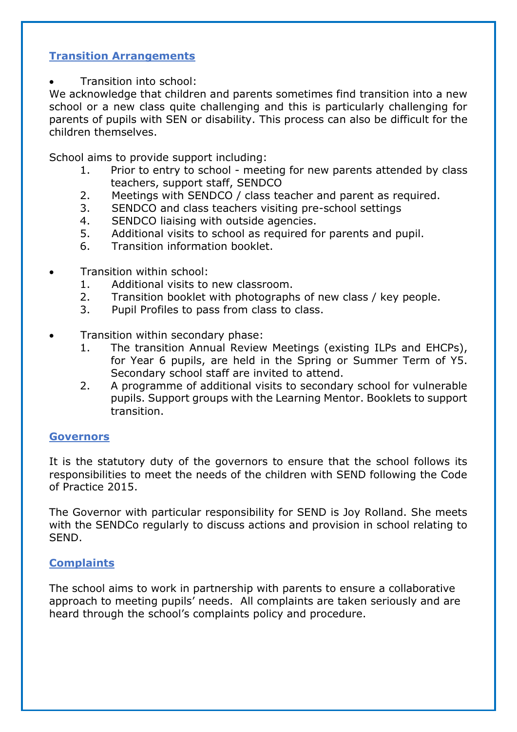## Transition Arrangements

- Transition into school:

We acknowledge that children and parents sometimes find transition into a new school or a new class quite challenging and this is particularly challenging for parents of pupils with SEN or disability. This process can also be difficult for the children themselves.

School aims to provide support including:

1. Prior to entry to school - meeting for new parents attended by class teachers, support staff, SENDCO
2. Meetings with SENDCO / class teacher and parent as required.
3. SENDCO and class teachers visiting pre-school settings
4. SENDCO liaising with outside agencies.
5. Additional visits to school as required for parents and pupil.
6. Transition information booklet.

- Transition within school:
  1. Additional visits to new classroom.
  2. Transition booklet with photographs of new class / key people.
  3. Pupil Profiles to pass from class to class.

- Transition within secondary phase:
  1. The transition Annual Review Meetings (existing ILPs and EHCPs), for Year 6 pupils, are held in the Spring or Summer Term of Y5. Secondary school staff are invited to attend.
  2. A programme of additional visits to secondary school for vulnerable pupils. Support groups with the Learning Mentor. Booklets to support transition.

## Governors

It is the statutory duty of the governors to ensure that the school follows its responsibilities to meet the needs of the children with SEND following the Code of Practice 2015.

The Governor with particular responsibility for SEND is Joy Rolland. She meets with the SENDCo regularly to discuss actions and provision in school relating to SEND.

## Complaints

The school aims to work in partnership with parents to ensure a collaborative approach to meeting pupils' needs. All complaints are taken seriously and are heard through the school's complaints policy and procedure.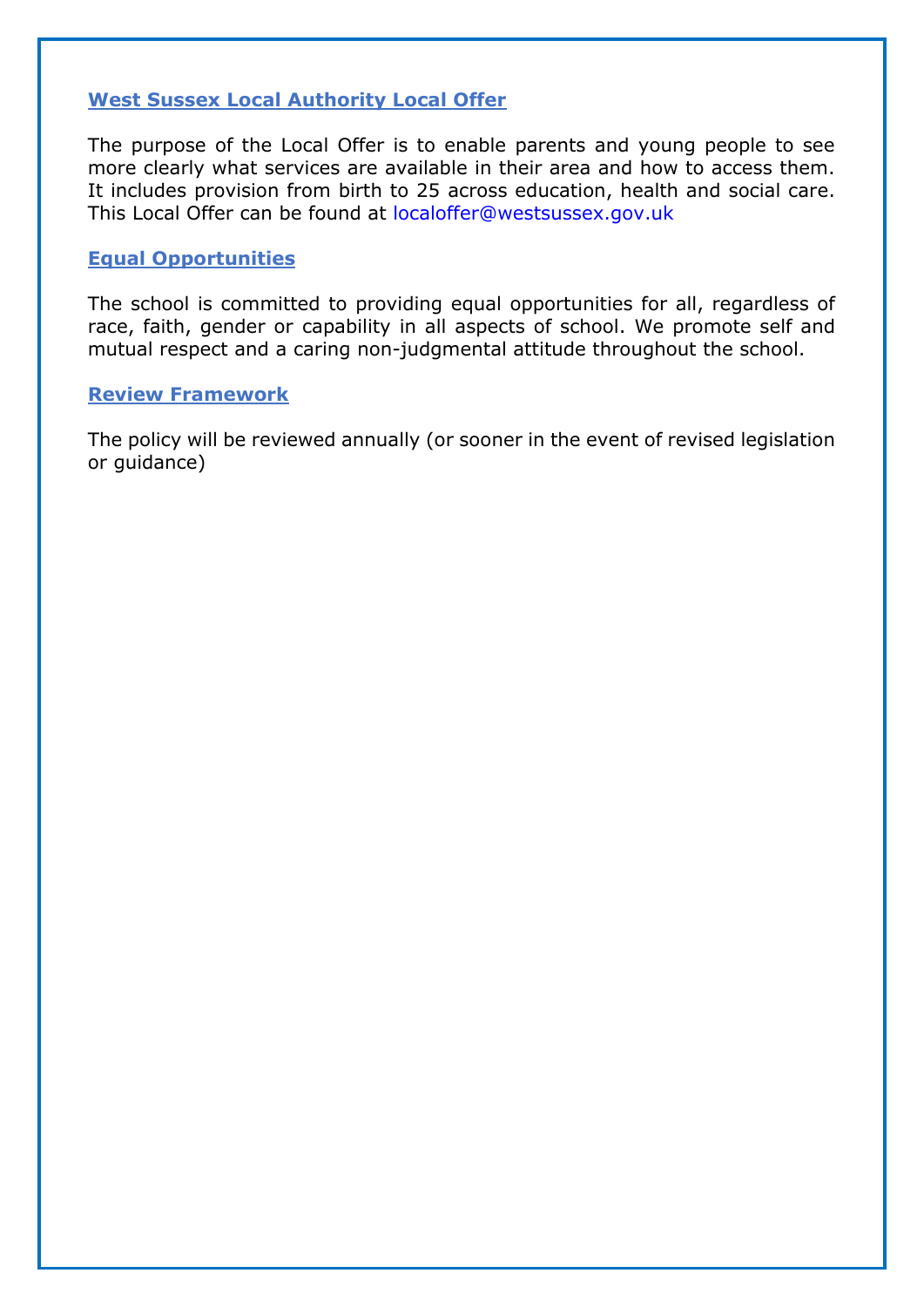## West Sussex Local Authority Local Offer

The purpose of the Local Offer is to enable parents and young people to see more clearly what services are available in their area and how to access them. It includes provision from birth to 25 across education, health and social care. This Local Offer can be found at localoffer@westsussex.gov.uk

## Equal Opportunities

The school is committed to providing equal opportunities for all, regardless of race, faith, gender or capability in all aspects of school. We promote self and mutual respect and a caring non-judgmental attitude throughout the school.

## Review Framework

The policy will be reviewed annually (or sooner in the event of revised legislation or guidance)